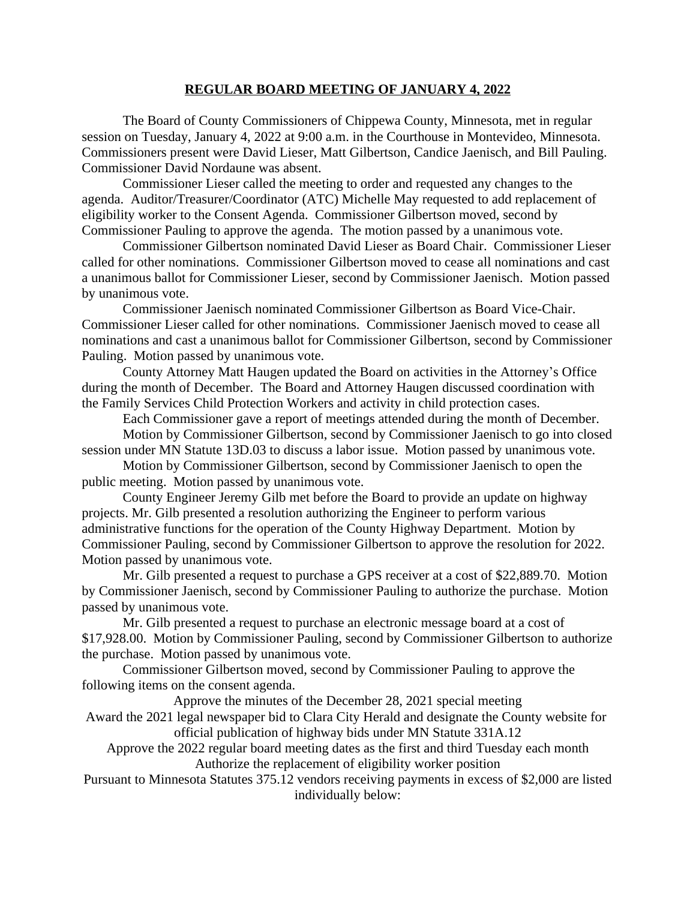## REGULAR BOARD MEETING OF JANUARY 4, 2022

The Board of County Commissioners of Chippewa County, Minnesota, met in regular session on Tuesday, January 4, 2022 at 9:00 a.m. in the Courthouse in Montevideo, Minnesota. Commissioners present were David Lieser, Matt Gilbertson, Candice Jaenisch, and Bill Pauling. Commissioner David Nordaune was absent.

Commissioner Lieser called the meeting to order and requested any changes to the agenda. Auditor/Treasurer/Coordinator (ATC) Michelle May requested to add replacement of eligibility worker to the Consent Agenda. Commissioner Gilbertson moved, second by Commissioner Pauling to approve the agenda. The motion passed by a unanimous vote.

Commissioner Gilbertson nominated David Lieser as Board Chair. Commissioner Lieser called for other nominations. Commissioner Gilbertson moved to cease all nominations and cast a unanimous ballot for Commissioner Lieser, second by Commissioner Jaenisch. Motion passed by unanimous vote.

Commissioner Jaenisch nominated Commissioner Gilbertson as Board Vice-Chair. Commissioner Lieser called for other nominations. Commissioner Jaenisch moved to cease all nominations and cast a unanimous ballot for Commissioner Gilbertson, second by Commissioner Pauling. Motion passed by unanimous vote.

County Attorney Matt Haugen updated the Board on activities in the Attorney's Office during the month of December. The Board and Attorney Haugen discussed coordination with the Family Services Child Protection Workers and activity in child protection cases.

Each Commissioner gave a report of meetings attended during the month of December.

Motion by Commissioner Gilbertson, second by Commissioner Jaenisch to go into closed session under MN Statute 13D.03 to discuss a labor issue. Motion passed by unanimous vote.

Motion by Commissioner Gilbertson, second by Commissioner Jaenisch to open the public meeting. Motion passed by unanimous vote.

County Engineer Jeremy Gilb met before the Board to provide an update on highway projects. Mr. Gilb presented a resolution authorizing the Engineer to perform various administrative functions for the operation of the County Highway Department. Motion by Commissioner Pauling, second by Commissioner Gilbertson to approve the resolution for 2022. Motion passed by unanimous vote.

Mr. Gilb presented a request to purchase a GPS receiver at a cost of $22,889.70. Motion by Commissioner Jaenisch, second by Commissioner Pauling to authorize the purchase. Motion passed by unanimous vote.

Mr. Gilb presented a request to purchase an electronic message board at a cost of $17,928.00. Motion by Commissioner Pauling, second by Commissioner Gilbertson to authorize the purchase. Motion passed by unanimous vote.

Commissioner Gilbertson moved, second by Commissioner Pauling to approve the following items on the consent agenda.

Approve the minutes of the December 28, 2021 special meeting

Award the 2021 legal newspaper bid to Clara City Herald and designate the County website for official publication of highway bids under MN Statute 331A.12

Approve the 2022 regular board meeting dates as the first and third Tuesday each month

Authorize the replacement of eligibility worker position

Pursuant to Minnesota Statutes 375.12 vendors receiving payments in excess of $2,000 are listed individually below: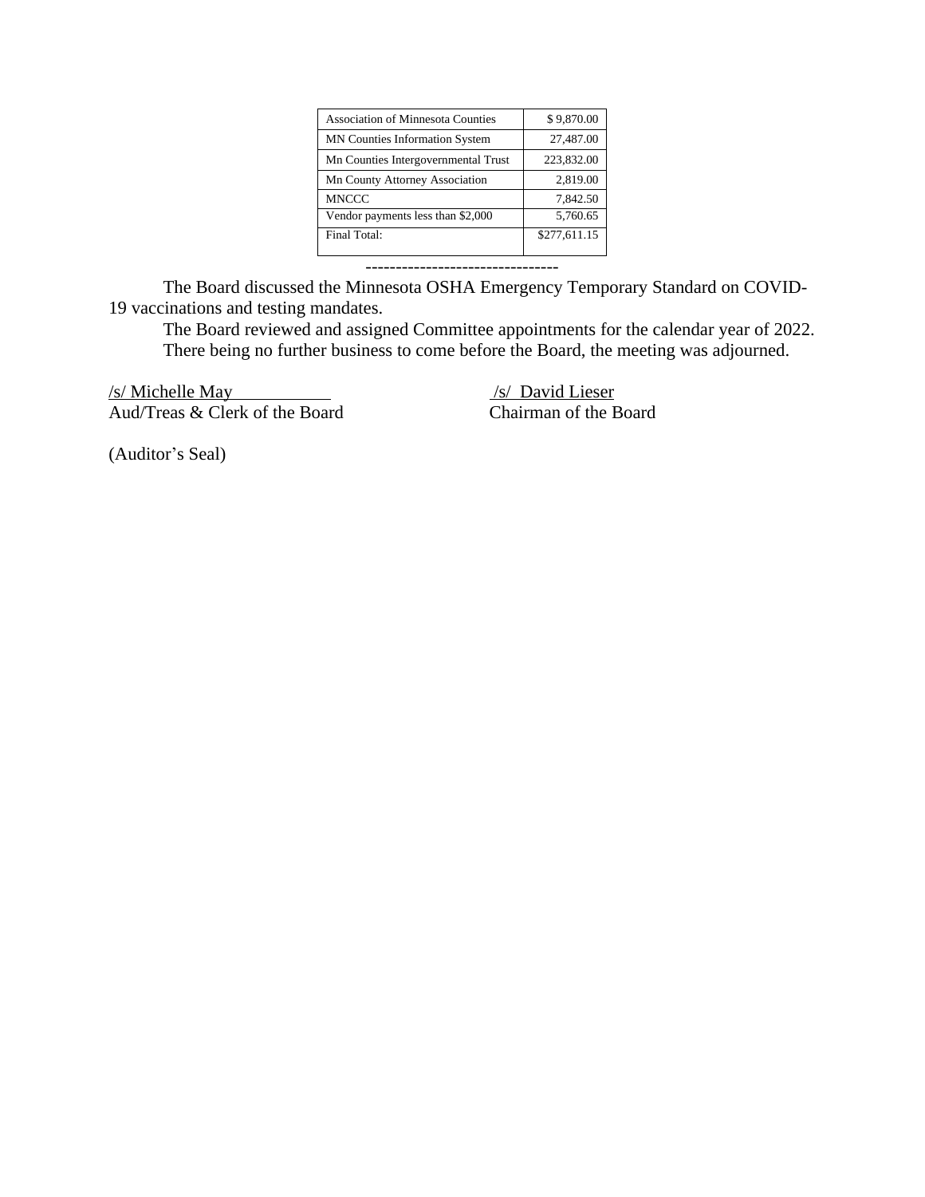| | |
|---|---|
| Association of Minnesota Counties | $ 9,870.00 |
| MN Counties Information System | 27,487.00 |
| Mn Counties Intergovernmental Trust | 223,832.00 |
| Mn County Attorney Association | 2,819.00 |
| MNCCC | 7,842.50 |
| Vendor payments less than $2,000 | 5,760.65 |
| Final Total: | $277,611.15 |

--------------------------------

The Board discussed the Minnesota OSHA Emergency Temporary Standard on COVID-19 vaccinations and testing mandates.

The Board reviewed and assigned Committee appointments for the calendar year of 2022.

There being no further business to come before the Board, the meeting was adjourned.

/s/ Michelle May
Aud/Treas & Clerk of the Board

/s/ David Lieser
Chairman of the Board

(Auditor's Seal)